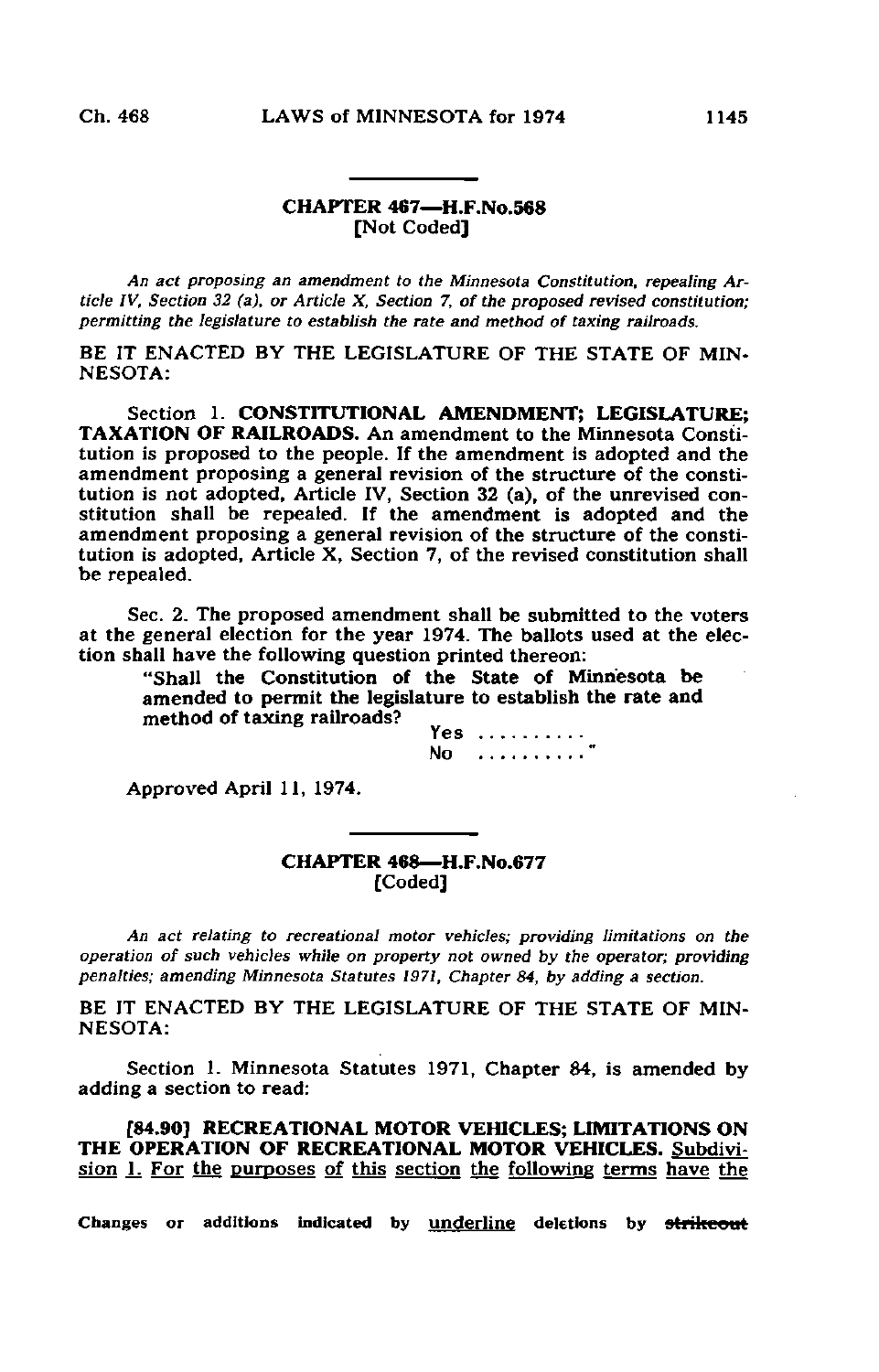## CHAPTER 467—H.F.No.568
[Not Coded]

*An act proposing an amendment to the Minnesota Constitution, repealing Article IV, Section 32 (a), or Article X, Section 7, of the proposed revised constitution; permitting the legislature to establish the rate and method of taxing railroads.*

BE IT ENACTED BY THE LEGISLATURE OF THE STATE OF MINNESOTA:

Section 1. **CONSTITUTIONAL AMENDMENT; LEGISLATURE; TAXATION OF RAILROADS.** An amendment to the Minnesota Constitution is proposed to the people. If the amendment is adopted and the amendment proposing a general revision of the structure of the constitution is not adopted, Article IV, Section 32 (a), of the unrevised constitution shall be repealed. If the amendment is adopted and the amendment proposing a general revision of the structure of the constitution is adopted, Article X, Section 7, of the revised constitution shall be repealed.

Sec. 2. The proposed amendment shall be submitted to the voters at the general election for the year 1974. The ballots used at the election shall have the following question printed thereon:

> "Shall the Constitution of the State of Minnesota be amended to permit the legislature to establish the rate and method of taxing railroads?
>
> Yes ..........
> No .........."

Approved April 11, 1974.

## CHAPTER 468—H.F.No.677
[Coded]

*An act relating to recreational motor vehicles; providing limitations on the operation of such vehicles while on property not owned by the operator; providing penalties; amending Minnesota Statutes 1971, Chapter 84, by adding a section.*

BE IT ENACTED BY THE LEGISLATURE OF THE STATE OF MINNESOTA:

Section 1. Minnesota Statutes 1971, Chapter 84, is amended by adding a section to read:

**[84.90] RECREATIONAL MOTOR VEHICLES; LIMITATIONS ON THE OPERATION OF RECREATIONAL MOTOR VEHICLES.** Subdivision 1. For the purposes of this section the following terms have the

Changes or additions indicated by underline deletions by ~~strikeout~~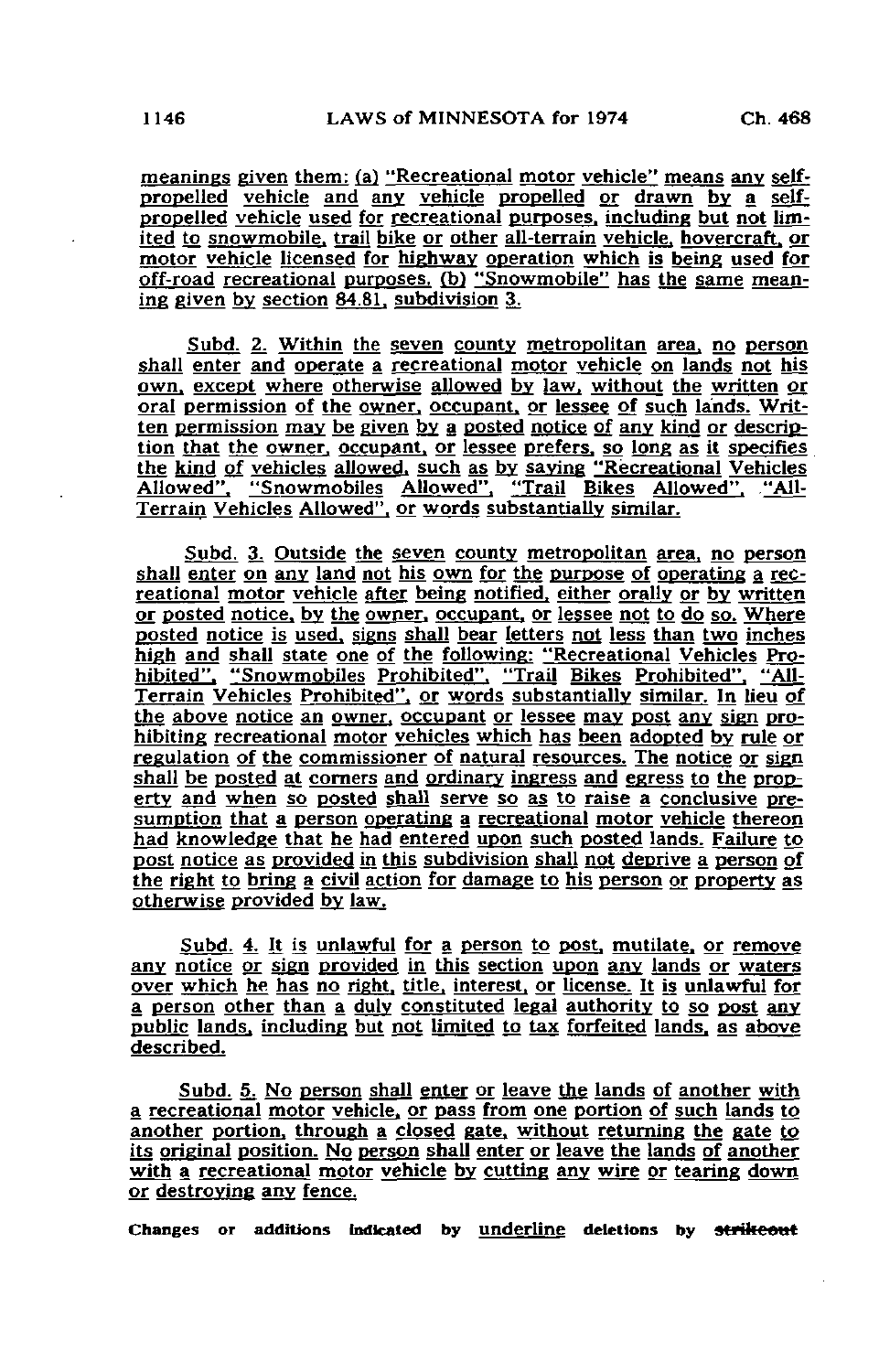meanings given them: (a) "Recreational motor vehicle" means any self-propelled vehicle and any vehicle propelled or drawn by a self-propelled vehicle used for recreational purposes, including but not limited to snowmobile, trail bike or other all-terrain vehicle, hovercraft, or motor vehicle licensed for highway operation which is being used for off-road recreational purposes. (b) "Snowmobile" has the same meaning given by section 84.81, subdivision 3.

Subd. 2. Within the seven county metropolitan area, no person shall enter and operate a recreational motor vehicle on lands not his own, except where otherwise allowed by law, without the written or oral permission of the owner, occupant, or lessee of such lands. Written permission may be given by a posted notice of any kind or description that the owner, occupant, or lessee prefers, so long as it specifies the kind of vehicles allowed, such as by saying "Recreational Vehicles Allowed", "Snowmobiles Allowed", "Trail Bikes Allowed", "All-Terrain Vehicles Allowed", or words substantially similar.

Subd. 3. Outside the seven county metropolitan area, no person shall enter on any land not his own for the purpose of operating a recreational motor vehicle after being notified, either orally or by written or posted notice, by the owner, occupant, or lessee not to do so. Where posted notice is used, signs shall bear letters not less than two inches high and shall state one of the following: "Recreational Vehicles Prohibited", "Snowmobiles Prohibited", "Trail Bikes Prohibited", "All-Terrain Vehicles Prohibited", or words substantially similar. In lieu of the above notice an owner, occupant or lessee may post any sign prohibiting recreational motor vehicles which has been adopted by rule or regulation of the commissioner of natural resources. The notice or sign shall be posted at corners and ordinary ingress and egress to the property and when so posted shall serve so as to raise a conclusive presumption that a person operating a recreational motor vehicle thereon had knowledge that he had entered upon such posted lands. Failure to post notice as provided in this subdivision shall not deprive a person of the right to bring a civil action for damage to his person or property as otherwise provided by law.

Subd. 4. It is unlawful for a person to post, mutilate, or remove any notice or sign provided in this section upon any lands or waters over which he has no right, title, interest, or license. It is unlawful for a person other than a duly constituted legal authority to so post any public lands, including but not limited to tax forfeited lands, as above described.

Subd. 5. No person shall enter or leave the lands of another with a recreational motor vehicle, or pass from one portion of such lands to another portion, through a closed gate, without returning the gate to its original position. No person shall enter or leave the lands of another with a recreational motor vehicle by cutting any wire or tearing down or destroying any fence.

Changes or additions indicated by underline deletions by ~~strikeout~~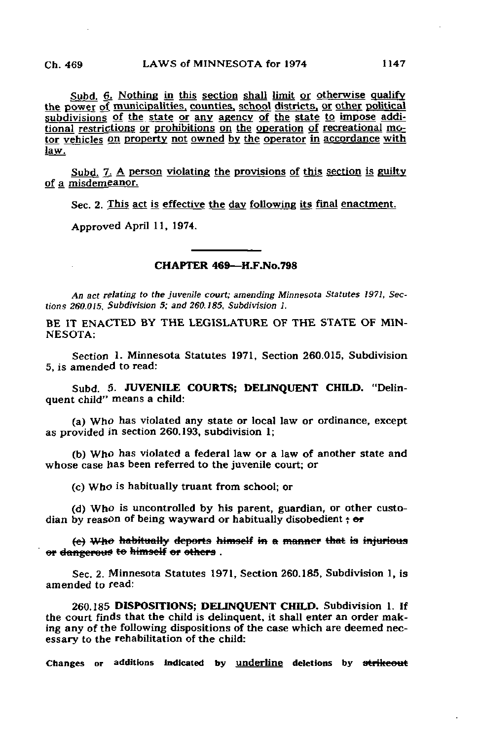Subd. 6. Nothing in this section shall limit or otherwise qualify the power of municipalities, counties, school districts, or other political subdivisions of the state or any agency of the state to impose additional restrictions or prohibitions on the operation of recreational motor vehicles on property not owned by the operator in accordance with law.

Subd. 7. A person violating the provisions of this section is guilty of a misdemeanor.

Sec. 2. This act is effective the day following its final enactment.

Approved April 11, 1974.

---

## CHAPTER 469—H.F.No.798

*An act relating to the juvenile court; amending Minnesota Statutes 1971, Sections 260.015, Subdivision 5; and 260.185, Subdivision 1.*

BE IT ENACTED BY THE LEGISLATURE OF THE STATE OF MINNESOTA:

Section 1. Minnesota Statutes 1971, Section 260.015, Subdivision 5, is amended to read:

Subd. 5. **JUVENILE COURTS; DELINQUENT CHILD.** "Delinquent child" means a child:

(a) Who has violated any state or local law or ordinance, except as provided in section 260.193, subdivision 1;

(b) Who has violated a federal law or a law of another state and whose case has been referred to the juvenile court; or

(c) Who is habitually truant from school; or

(d) Who is uncontrolled by his parent, guardian, or other custodian by reason of being wayward or habitually disobedient ~~; or~~

~~(e) Who habitually deports himself in a manner that is injurious or dangerous to himself or others~~ .

Sec. 2. Minnesota Statutes 1971, Section 260.185, Subdivision 1, is amended to read:

260.185 **DISPOSITIONS; DELINQUENT CHILD.** Subdivision 1. If the court finds that the child is delinquent, it shall enter an order making any of the following dispositions of the case which are deemed necessary to the rehabilitation of the child:

Changes or additions indicated by underline deletions by ~~strikeout~~